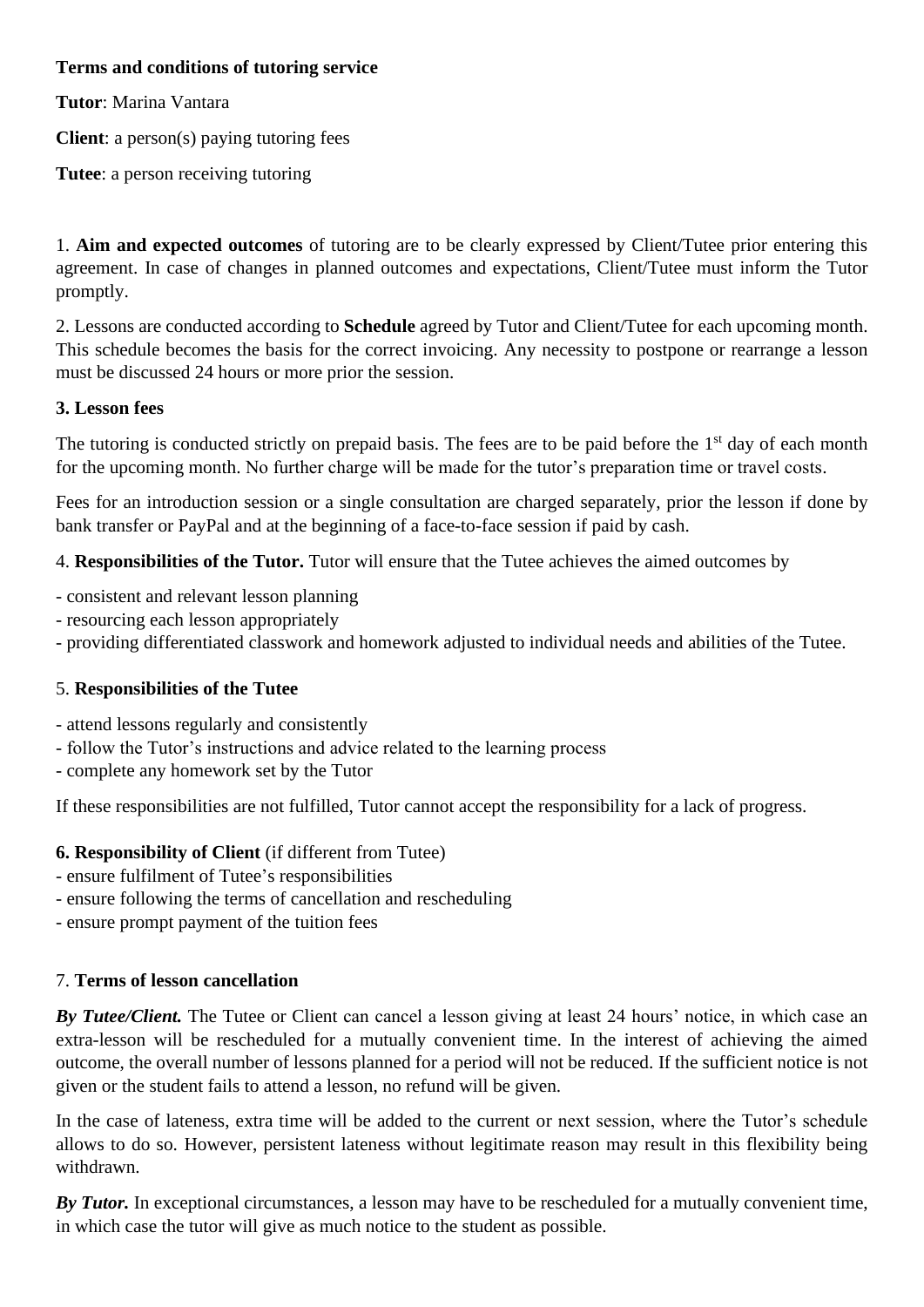**Terms and conditions of tutoring service**

**Tutor**: Marina Vantara

**Client**: a person(s) paying tutoring fees

**Tutee**: a person receiving tutoring

1. **Aim and expected outcomes** of tutoring are to be clearly expressed by Client/Tutee prior entering this agreement. In case of changes in planned outcomes and expectations, Client/Tutee must inform the Tutor promptly.

2. Lessons are conducted according to **Schedule** agreed by Tutor and Client/Tutee for each upcoming month. This schedule becomes the basis for the correct invoicing. Any necessity to postpone or rearrange a lesson must be discussed 24 hours or more prior the session.

**3. Lesson fees**

The tutoring is conducted strictly on prepaid basis. The fees are to be paid before the 1st day of each month for the upcoming month. No further charge will be made for the tutor's preparation time or travel costs.

Fees for an introduction session or a single consultation are charged separately, prior the lesson if done by bank transfer or PayPal and at the beginning of a face-to-face session if paid by cash.

4. **Responsibilities of the Tutor.** Tutor will ensure that the Tutee achieves the aimed outcomes by

- consistent and relevant lesson planning
- resourcing each lesson appropriately
- providing differentiated classwork and homework adjusted to individual needs and abilities of the Tutee.

5. **Responsibilities of the Tutee**

- attend lessons regularly and consistently
- follow the Tutor's instructions and advice related to the learning process
- complete any homework set by the Tutor

If these responsibilities are not fulfilled, Tutor cannot accept the responsibility for a lack of progress.

**6. Responsibility of Client** (if different from Tutee)

- ensure fulfilment of Tutee's responsibilities
- ensure following the terms of cancellation and rescheduling
- ensure prompt payment of the tuition fees

7. **Terms of lesson cancellation**

***By Tutee/Client.*** The Tutee or Client can cancel a lesson giving at least 24 hours' notice, in which case an extra-lesson will be rescheduled for a mutually convenient time. In the interest of achieving the aimed outcome, the overall number of lessons planned for a period will not be reduced. If the sufficient notice is not given or the student fails to attend a lesson, no refund will be given.

In the case of lateness, extra time will be added to the current or next session, where the Tutor's schedule allows to do so. However, persistent lateness without legitimate reason may result in this flexibility being withdrawn.

***By Tutor.*** In exceptional circumstances, a lesson may have to be rescheduled for a mutually convenient time, in which case the tutor will give as much notice to the student as possible.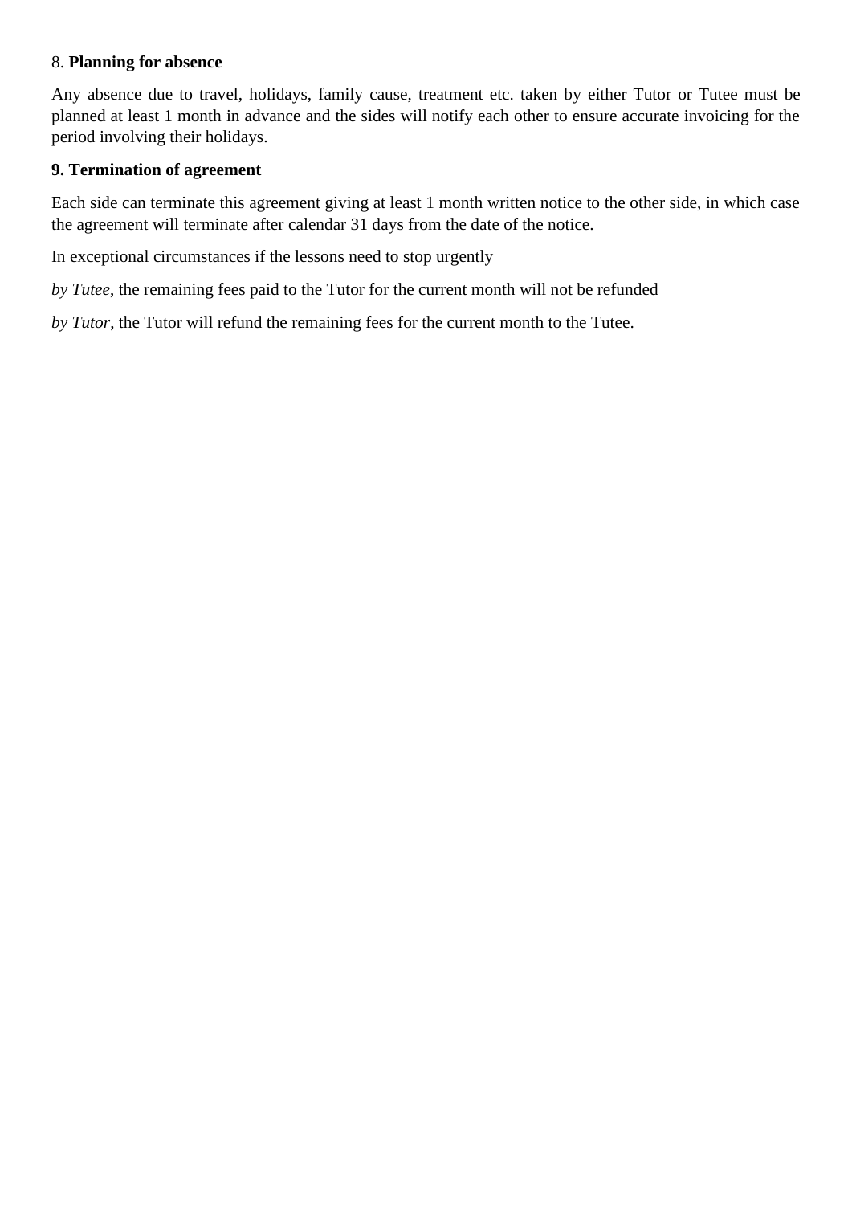8. **Planning for absence**

Any absence due to travel, holidays, family cause, treatment etc. taken by either Tutor or Tutee must be planned at least 1 month in advance and the sides will notify each other to ensure accurate invoicing for the period involving their holidays.

**9. Termination of agreement**

Each side can terminate this agreement giving at least 1 month written notice to the other side, in which case the agreement will terminate after calendar 31 days from the date of the notice.

In exceptional circumstances if the lessons need to stop urgently

*by Tutee*, the remaining fees paid to the Tutor for the current month will not be refunded

*by Tutor*, the Tutor will refund the remaining fees for the current month to the Tutee.